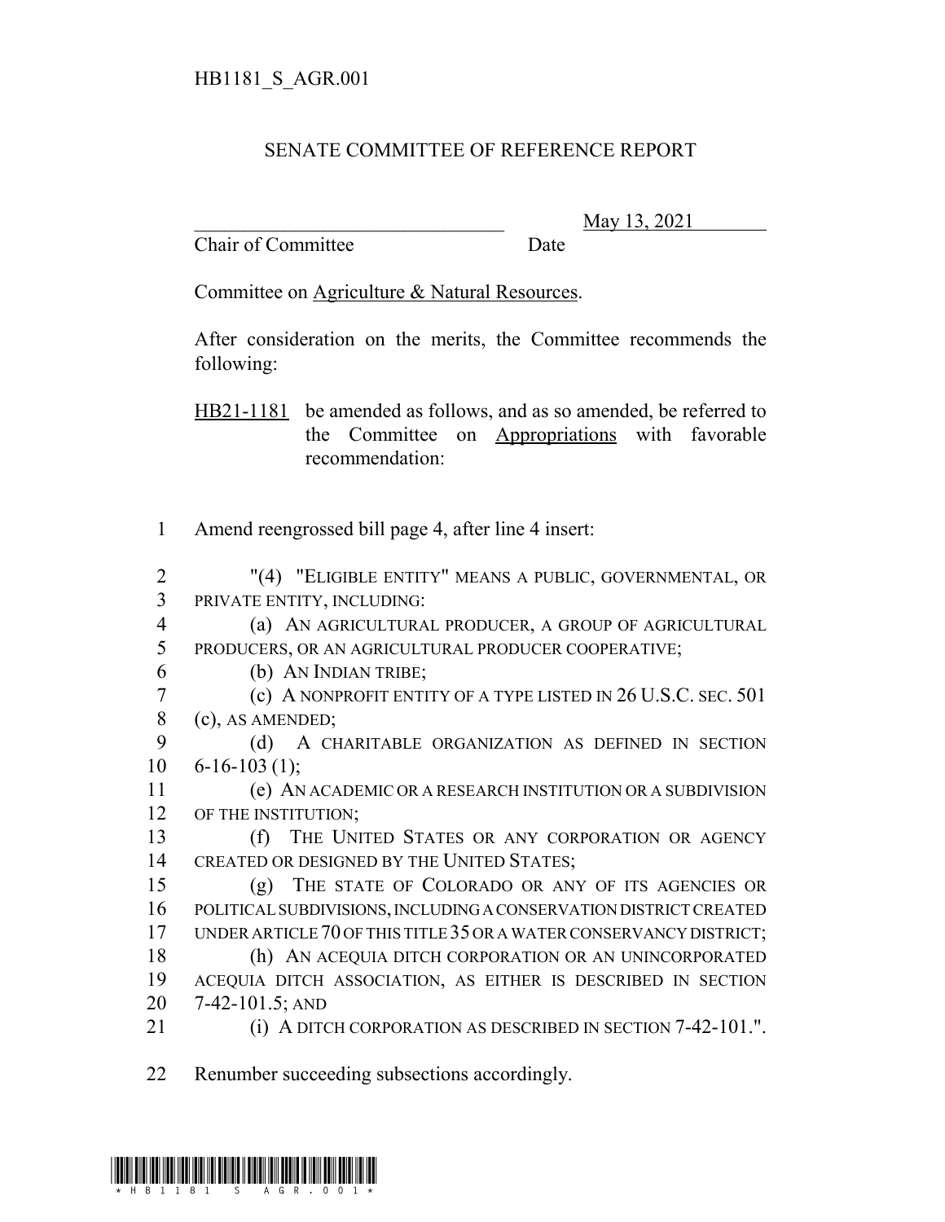HB1181_S_AGR.001

# SENATE COMMITTEE OF REFERENCE REPORT

________________________________ May 13, 2021

Chair of Committee Date

Committee on Agriculture & Natural Resources.

After consideration on the merits, the Committee recommends the following:

HB21-1181 be amended as follows, and as so amended, be referred to the Committee on Appropriations with favorable recommendation:

1 Amend reengrossed bill page 4, after line 4 insert:

2 "(4) "ELIGIBLE ENTITY" MEANS A PUBLIC, GOVERNMENTAL, OR
3 PRIVATE ENTITY, INCLUDING:
4 (a) AN AGRICULTURAL PRODUCER, A GROUP OF AGRICULTURAL
5 PRODUCERS, OR AN AGRICULTURAL PRODUCER COOPERATIVE;
6 (b) AN INDIAN TRIBE;
7 (c) A NONPROFIT ENTITY OF A TYPE LISTED IN 26 U.S.C. SEC. 501
8 (c), AS AMENDED;
9 (d) A CHARITABLE ORGANIZATION AS DEFINED IN SECTION
10 6-16-103 (1);
11 (e) AN ACADEMIC OR A RESEARCH INSTITUTION OR A SUBDIVISION
12 OF THE INSTITUTION;
13 (f) THE UNITED STATES OR ANY CORPORATION OR AGENCY
14 CREATED OR DESIGNED BY THE UNITED STATES;
15 (g) THE STATE OF COLORADO OR ANY OF ITS AGENCIES OR
16 POLITICAL SUBDIVISIONS, INCLUDING A CONSERVATION DISTRICT CREATED
17 UNDER ARTICLE 70 OF THIS TITLE 35 OR A WATER CONSERVANCY DISTRICT;
18 (h) AN ACEQUIA DITCH CORPORATION OR AN UNINCORPORATED
19 ACEQUIA DITCH ASSOCIATION, AS EITHER IS DESCRIBED IN SECTION
20 7-42-101.5; AND
21 (i) A DITCH CORPORATION AS DESCRIBED IN SECTION 7-42-101.".

22 Renumber succeeding subsections accordingly.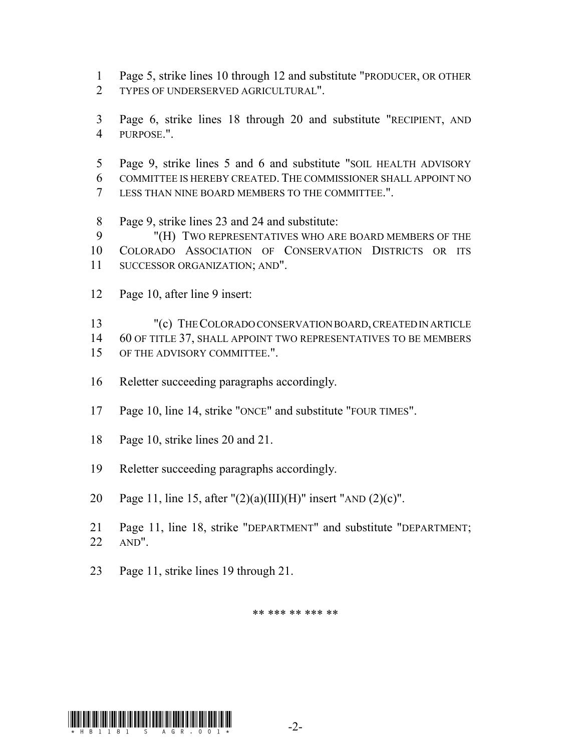Page 5, strike lines 10 through 12 and substitute "PRODUCER, OR OTHER TYPES OF UNDERSERVED AGRICULTURAL".

Page 6, strike lines 18 through 20 and substitute "RECIPIENT, AND PURPOSE.".

Page 9, strike lines 5 and 6 and substitute "SOIL HEALTH ADVISORY COMMITTEE IS HEREBY CREATED. THE COMMISSIONER SHALL APPOINT NO LESS THAN NINE BOARD MEMBERS TO THE COMMITTEE.".

Page 9, strike lines 23 and 24 and substitute:

"(H) TWO REPRESENTATIVES WHO ARE BOARD MEMBERS OF THE COLORADO ASSOCIATION OF CONSERVATION DISTRICTS OR ITS SUCCESSOR ORGANIZATION; AND".

Page 10, after line 9 insert:

"(c) THE COLORADO CONSERVATION BOARD, CREATED IN ARTICLE 60 OF TITLE 37, SHALL APPOINT TWO REPRESENTATIVES TO BE MEMBERS OF THE ADVISORY COMMITTEE.".

Reletter succeeding paragraphs accordingly.

Page 10, line 14, strike "ONCE" and substitute "FOUR TIMES".

Page 10, strike lines 20 and 21.

Reletter succeeding paragraphs accordingly.

Page 11, line 15, after "(2)(a)(III)(H)" insert "AND (2)(c)".

Page 11, line 18, strike "DEPARTMENT" and substitute "DEPARTMENT; AND".

Page 11, strike lines 19 through 21.

** *** ** *** **